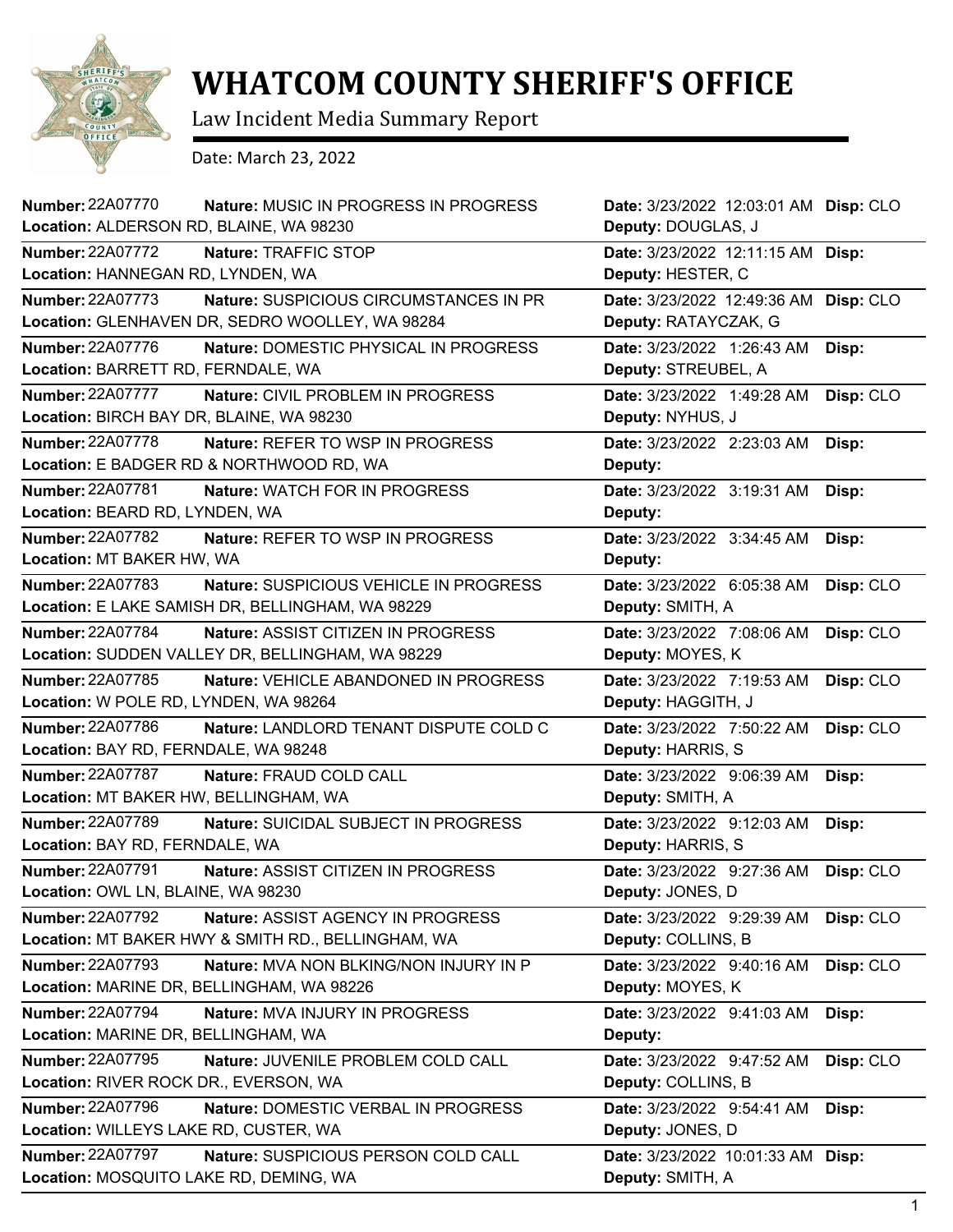# WHATCOM COUNTY SHERIFF'S OFFICE

Law Incident Media Summary Report

Date: March 23, 2022

| Number | Nature | Location | Date | Deputy | Disp |
|---|---|---|---|---|---|
| 22A07770 | MUSIC IN PROGRESS IN PROGRESS | ALDERSON RD, BLAINE, WA 98230 | 3/23/2022 12:03:01 AM | DOUGLAS, J | CLO |
| 22A07772 | TRAFFIC STOP | HANNEGAN RD, LYNDEN, WA | 3/23/2022 12:11:15 AM | HESTER, C | |
| 22A07773 | SUSPICIOUS CIRCUMSTANCES IN PR | GLENHAVEN DR, SEDRO WOOLLEY, WA 98284 | 3/23/2022 12:49:36 AM | RATAYCZAK, G | CLO |
| 22A07776 | DOMESTIC PHYSICAL IN PROGRESS | BARRETT RD, FERNDALE, WA | 3/23/2022 1:26:43 AM | STREUBEL, A | |
| 22A07777 | CIVIL PROBLEM IN PROGRESS | BIRCH BAY DR, BLAINE, WA 98230 | 3/23/2022 1:49:28 AM | NYHUS, J | CLO |
| 22A07778 | REFER TO WSP IN PROGRESS | E BADGER RD & NORTHWOOD RD, WA | 3/23/2022 2:23:03 AM | | |
| 22A07781 | WATCH FOR IN PROGRESS | BEARD RD, LYNDEN, WA | 3/23/2022 3:19:31 AM | | |
| 22A07782 | REFER TO WSP IN PROGRESS | MT BAKER HW, WA | 3/23/2022 3:34:45 AM | | |
| 22A07783 | SUSPICIOUS VEHICLE IN PROGRESS | E LAKE SAMISH DR, BELLINGHAM, WA 98229 | 3/23/2022 6:05:38 AM | SMITH, A | CLO |
| 22A07784 | ASSIST CITIZEN IN PROGRESS | SUDDEN VALLEY DR, BELLINGHAM, WA 98229 | 3/23/2022 7:08:06 AM | MOYES, K | CLO |
| 22A07785 | VEHICLE ABANDONED IN PROGRESS | W POLE RD, LYNDEN, WA 98264 | 3/23/2022 7:19:53 AM | HAGGITH, J | CLO |
| 22A07786 | LANDLORD TENANT DISPUTE COLD C | BAY RD, FERNDALE, WA 98248 | 3/23/2022 7:50:22 AM | HARRIS, S | CLO |
| 22A07787 | FRAUD COLD CALL | MT BAKER HW, BELLINGHAM, WA | 3/23/2022 9:06:39 AM | SMITH, A | |
| 22A07789 | SUICIDAL SUBJECT IN PROGRESS | BAY RD, FERNDALE, WA | 3/23/2022 9:12:03 AM | HARRIS, S | |
| 22A07791 | ASSIST CITIZEN IN PROGRESS | OWL LN, BLAINE, WA 98230 | 3/23/2022 9:27:36 AM | JONES, D | CLO |
| 22A07792 | ASSIST AGENCY IN PROGRESS | MT BAKER HWY & SMITH RD., BELLINGHAM, WA | 3/23/2022 9:29:39 AM | COLLINS, B | CLO |
| 22A07793 | MVA NON BLKING/NON INJURY IN P | MARINE DR, BELLINGHAM, WA 98226 | 3/23/2022 9:40:16 AM | MOYES, K | CLO |
| 22A07794 | MVA INJURY IN PROGRESS | MARINE DR, BELLINGHAM, WA | 3/23/2022 9:41:03 AM | | |
| 22A07795 | JUVENILE PROBLEM COLD CALL | RIVER ROCK DR., EVERSON, WA | 3/23/2022 9:47:52 AM | COLLINS, B | CLO |
| 22A07796 | DOMESTIC VERBAL IN PROGRESS | WILLEYS LAKE RD, CUSTER, WA | 3/23/2022 9:54:41 AM | JONES, D | |
| 22A07797 | SUSPICIOUS PERSON COLD CALL | MOSQUITO LAKE RD, DEMING, WA | 3/23/2022 10:01:33 AM | SMITH, A | |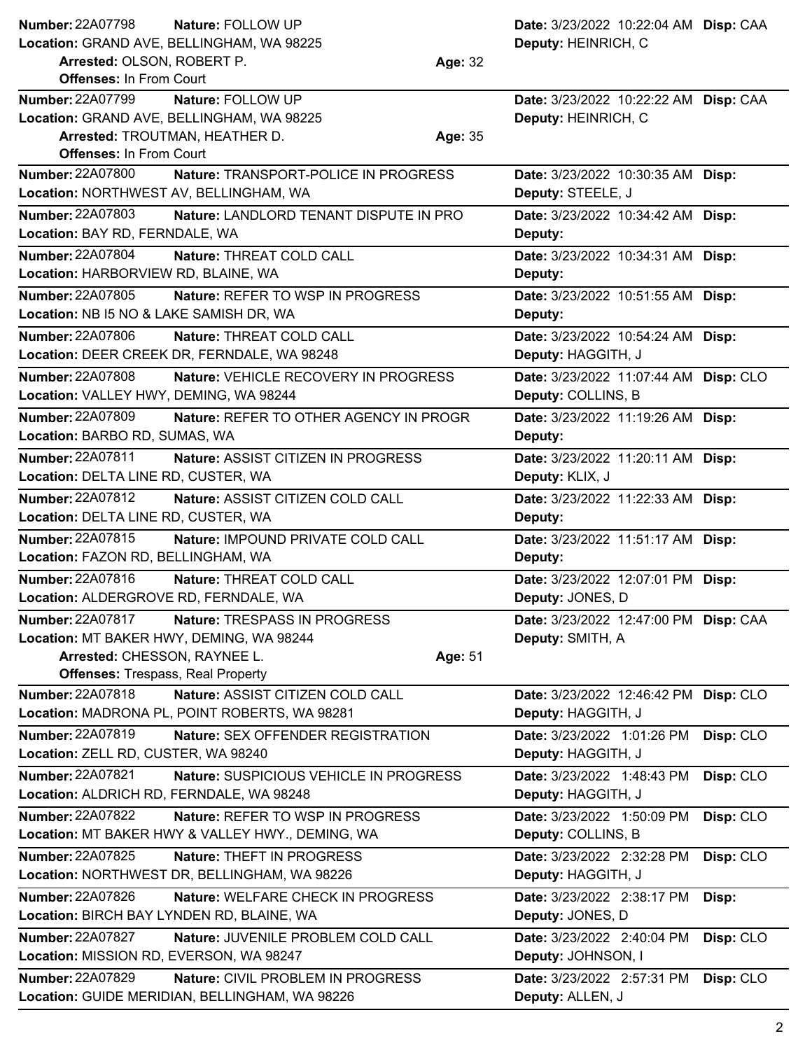**Number:** 22A07798 **Nature:** FOLLOW UP **Date:** 3/23/2022 10:22:04 AM **Disp:** CAA
**Location:** GRAND AVE, BELLINGHAM, WA 98225 **Deputy:** HEINRICH, C
**Arrested:** OLSON, ROBERT P. **Age:** 32
**Offenses:** In From Court

---

**Number:** 22A07799 **Nature:** FOLLOW UP **Date:** 3/23/2022 10:22:22 AM **Disp:** CAA
**Location:** GRAND AVE, BELLINGHAM, WA 98225 **Deputy:** HEINRICH, C
**Arrested:** TROUTMAN, HEATHER D. **Age:** 35
**Offenses:** In From Court

---

**Number:** 22A07800 **Nature:** TRANSPORT-POLICE IN PROGRESS **Date:** 3/23/2022 10:30:35 AM **Disp:**
**Location:** NORTHWEST AV, BELLINGHAM, WA **Deputy:** STEELE, J

---

**Number:** 22A07803 **Nature:** LANDLORD TENANT DISPUTE IN PRO **Date:** 3/23/2022 10:34:42 AM **Disp:**
**Location:** BAY RD, FERNDALE, WA **Deputy:**

---

**Number:** 22A07804 **Nature:** THREAT COLD CALL **Date:** 3/23/2022 10:34:31 AM **Disp:**
**Location:** HARBORVIEW RD, BLAINE, WA **Deputy:**

---

**Number:** 22A07805 **Nature:** REFER TO WSP IN PROGRESS **Date:** 3/23/2022 10:51:55 AM **Disp:**
**Location:** NB I5 NO & LAKE SAMISH DR, WA **Deputy:**

---

**Number:** 22A07806 **Nature:** THREAT COLD CALL **Date:** 3/23/2022 10:54:24 AM **Disp:**
**Location:** DEER CREEK DR, FERNDALE, WA 98248 **Deputy:** HAGGITH, J

---

**Number:** 22A07808 **Nature:** VEHICLE RECOVERY IN PROGRESS **Date:** 3/23/2022 11:07:44 AM **Disp:** CLO
**Location:** VALLEY HWY, DEMING, WA 98244 **Deputy:** COLLINS, B

---

**Number:** 22A07809 **Nature:** REFER TO OTHER AGENCY IN PROGR **Date:** 3/23/2022 11:19:26 AM **Disp:**
**Location:** BARBO RD, SUMAS, WA **Deputy:**

---

**Number:** 22A07811 **Nature:** ASSIST CITIZEN IN PROGRESS **Date:** 3/23/2022 11:20:11 AM **Disp:**
**Location:** DELTA LINE RD, CUSTER, WA **Deputy:** KLIX, J

---

**Number:** 22A07812 **Nature:** ASSIST CITIZEN COLD CALL **Date:** 3/23/2022 11:22:33 AM **Disp:**
**Location:** DELTA LINE RD, CUSTER, WA **Deputy:**

---

**Number:** 22A07815 **Nature:** IMPOUND PRIVATE COLD CALL **Date:** 3/23/2022 11:51:17 AM **Disp:**
**Location:** FAZON RD, BELLINGHAM, WA **Deputy:**

---

**Number:** 22A07816 **Nature:** THREAT COLD CALL **Date:** 3/23/2022 12:07:01 PM **Disp:**
**Location:** ALDERGROVE RD, FERNDALE, WA **Deputy:** JONES, D

---

**Number:** 22A07817 **Nature:** TRESPASS IN PROGRESS **Date:** 3/23/2022 12:47:00 PM **Disp:** CAA
**Location:** MT BAKER HWY, DEMING, WA 98244 **Deputy:** SMITH, A
**Arrested:** CHESSON, RAYNEE L. **Age:** 51
**Offenses:** Trespass, Real Property

---

**Number:** 22A07818 **Nature:** ASSIST CITIZEN COLD CALL **Date:** 3/23/2022 12:46:42 PM **Disp:** CLO
**Location:** MADRONA PL, POINT ROBERTS, WA 98281 **Deputy:** HAGGITH, J

---

**Number:** 22A07819 **Nature:** SEX OFFENDER REGISTRATION **Date:** 3/23/2022 1:01:26 PM **Disp:** CLO
**Location:** ZELL RD, CUSTER, WA 98240 **Deputy:** HAGGITH, J

---

**Number:** 22A07821 **Nature:** SUSPICIOUS VEHICLE IN PROGRESS **Date:** 3/23/2022 1:48:43 PM **Disp:** CLO
**Location:** ALDRICH RD, FERNDALE, WA 98248 **Deputy:** HAGGITH, J

---

**Number:** 22A07822 **Nature:** REFER TO WSP IN PROGRESS **Date:** 3/23/2022 1:50:09 PM **Disp:** CLO
**Location:** MT BAKER HWY & VALLEY HWY., DEMING, WA **Deputy:** COLLINS, B

---

**Number:** 22A07825 **Nature:** THEFT IN PROGRESS **Date:** 3/23/2022 2:32:28 PM **Disp:** CLO
**Location:** NORTHWEST DR, BELLINGHAM, WA 98226 **Deputy:** HAGGITH, J

---

**Number:** 22A07826 **Nature:** WELFARE CHECK IN PROGRESS **Date:** 3/23/2022 2:38:17 PM **Disp:**
**Location:** BIRCH BAY LYNDEN RD, BLAINE, WA **Deputy:** JONES, D

---

**Number:** 22A07827 **Nature:** JUVENILE PROBLEM COLD CALL **Date:** 3/23/2022 2:40:04 PM **Disp:** CLO
**Location:** MISSION RD, EVERSON, WA 98247 **Deputy:** JOHNSON, I

---

**Number:** 22A07829 **Nature:** CIVIL PROBLEM IN PROGRESS **Date:** 3/23/2022 2:57:31 PM **Disp:** CLO
**Location:** GUIDE MERIDIAN, BELLINGHAM, WA 98226 **Deputy:** ALLEN, J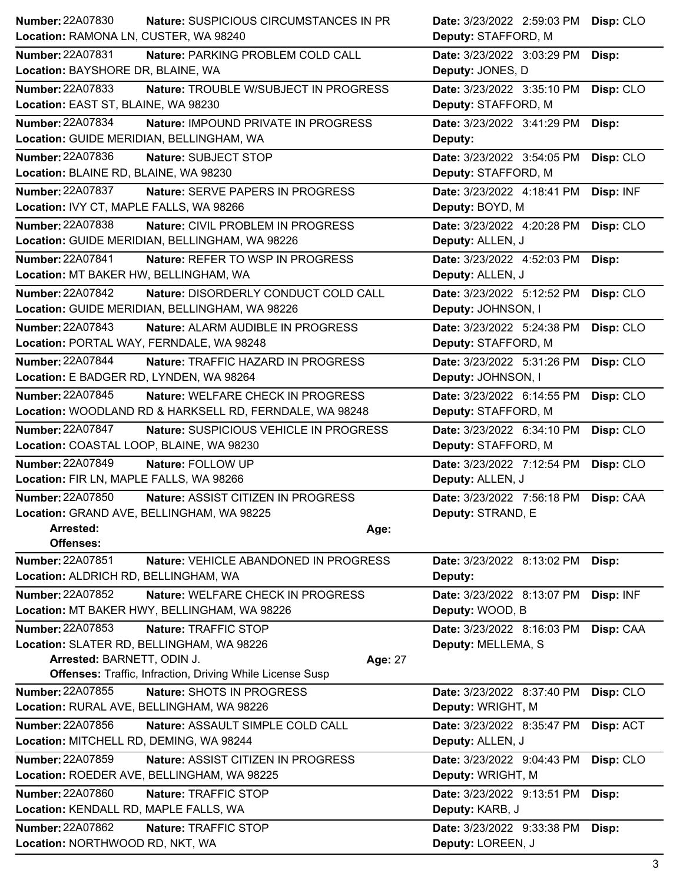**Number:** 22A07830 **Nature:** SUSPICIOUS CIRCUMSTANCES IN PR **Date:** 3/23/2022 2:59:03 PM **Disp:** CLO
**Location:** RAMONA LN, CUSTER, WA 98240 **Deputy:** STAFFORD, M

---

**Number:** 22A07831 **Nature:** PARKING PROBLEM COLD CALL **Date:** 3/23/2022 3:03:29 PM **Disp:**
**Location:** BAYSHORE DR, BLAINE, WA **Deputy:** JONES, D

---

**Number:** 22A07833 **Nature:** TROUBLE W/SUBJECT IN PROGRESS **Date:** 3/23/2022 3:35:10 PM **Disp:** CLO
**Location:** EAST ST, BLAINE, WA 98230 **Deputy:** STAFFORD, M

---

**Number:** 22A07834 **Nature:** IMPOUND PRIVATE IN PROGRESS **Date:** 3/23/2022 3:41:29 PM **Disp:**
**Location:** GUIDE MERIDIAN, BELLINGHAM, WA **Deputy:**

---

**Number:** 22A07836 **Nature:** SUBJECT STOP **Date:** 3/23/2022 3:54:05 PM **Disp:** CLO
**Location:** BLAINE RD, BLAINE, WA 98230 **Deputy:** STAFFORD, M

---

**Number:** 22A07837 **Nature:** SERVE PAPERS IN PROGRESS **Date:** 3/23/2022 4:18:41 PM **Disp:** INF
**Location:** IVY CT, MAPLE FALLS, WA 98266 **Deputy:** BOYD, M

---

**Number:** 22A07838 **Nature:** CIVIL PROBLEM IN PROGRESS **Date:** 3/23/2022 4:20:28 PM **Disp:** CLO
**Location:** GUIDE MERIDIAN, BELLINGHAM, WA 98226 **Deputy:** ALLEN, J

---

**Number:** 22A07841 **Nature:** REFER TO WSP IN PROGRESS **Date:** 3/23/2022 4:52:03 PM **Disp:**
**Location:** MT BAKER HW, BELLINGHAM, WA **Deputy:** ALLEN, J

---

**Number:** 22A07842 **Nature:** DISORDERLY CONDUCT COLD CALL **Date:** 3/23/2022 5:12:52 PM **Disp:** CLO
**Location:** GUIDE MERIDIAN, BELLINGHAM, WA 98226 **Deputy:** JOHNSON, I

---

**Number:** 22A07843 **Nature:** ALARM AUDIBLE IN PROGRESS **Date:** 3/23/2022 5:24:38 PM **Disp:** CLO
**Location:** PORTAL WAY, FERNDALE, WA 98248 **Deputy:** STAFFORD, M

---

**Number:** 22A07844 **Nature:** TRAFFIC HAZARD IN PROGRESS **Date:** 3/23/2022 5:31:26 PM **Disp:** CLO
**Location:** E BADGER RD, LYNDEN, WA 98264 **Deputy:** JOHNSON, I

---

**Number:** 22A07845 **Nature:** WELFARE CHECK IN PROGRESS **Date:** 3/23/2022 6:14:55 PM **Disp:** CLO
**Location:** WOODLAND RD & HARKSELL RD, FERNDALE, WA 98248 **Deputy:** STAFFORD, M

---

**Number:** 22A07847 **Nature:** SUSPICIOUS VEHICLE IN PROGRESS **Date:** 3/23/2022 6:34:10 PM **Disp:** CLO
**Location:** COASTAL LOOP, BLAINE, WA 98230 **Deputy:** STAFFORD, M

---

**Number:** 22A07849 **Nature:** FOLLOW UP **Date:** 3/23/2022 7:12:54 PM **Disp:** CLO
**Location:** FIR LN, MAPLE FALLS, WA 98266 **Deputy:** ALLEN, J

---

**Number:** 22A07850 **Nature:** ASSIST CITIZEN IN PROGRESS **Date:** 3/23/2022 7:56:18 PM **Disp:** CAA
**Location:** GRAND AVE, BELLINGHAM, WA 98225 **Deputy:** STRAND, E
**Arrested:** **Age:**
**Offenses:**

---

**Number:** 22A07851 **Nature:** VEHICLE ABANDONED IN PROGRESS **Date:** 3/23/2022 8:13:02 PM **Disp:**
**Location:** ALDRICH RD, BELLINGHAM, WA **Deputy:**

---

**Number:** 22A07852 **Nature:** WELFARE CHECK IN PROGRESS **Date:** 3/23/2022 8:13:07 PM **Disp:** INF
**Location:** MT BAKER HWY, BELLINGHAM, WA 98226 **Deputy:** WOOD, B

---

**Number:** 22A07853 **Nature:** TRAFFIC STOP **Date:** 3/23/2022 8:16:03 PM **Disp:** CAA
**Location:** SLATER RD, BELLINGHAM, WA 98226 **Deputy:** MELLEMA, S
**Arrested:** BARNETT, ODIN J. **Age:** 27
**Offenses:** Traffic, Infraction, Driving While License Susp

---

**Number:** 22A07855 **Nature:** SHOTS IN PROGRESS **Date:** 3/23/2022 8:37:40 PM **Disp:** CLO
**Location:** RURAL AVE, BELLINGHAM, WA 98226 **Deputy:** WRIGHT, M

---

**Number:** 22A07856 **Nature:** ASSAULT SIMPLE COLD CALL **Date:** 3/23/2022 8:35:47 PM **Disp:** ACT
**Location:** MITCHELL RD, DEMING, WA 98244 **Deputy:** ALLEN, J

---

**Number:** 22A07859 **Nature:** ASSIST CITIZEN IN PROGRESS **Date:** 3/23/2022 9:04:43 PM **Disp:** CLO
**Location:** ROEDER AVE, BELLINGHAM, WA 98225 **Deputy:** WRIGHT, M

---

**Number:** 22A07860 **Nature:** TRAFFIC STOP **Date:** 3/23/2022 9:13:51 PM **Disp:**
**Location:** KENDALL RD, MAPLE FALLS, WA **Deputy:** KARB, J

---

**Number:** 22A07862 **Nature:** TRAFFIC STOP **Date:** 3/23/2022 9:33:38 PM **Disp:**
**Location:** NORTHWOOD RD, NKT, WA **Deputy:** LOREEN, J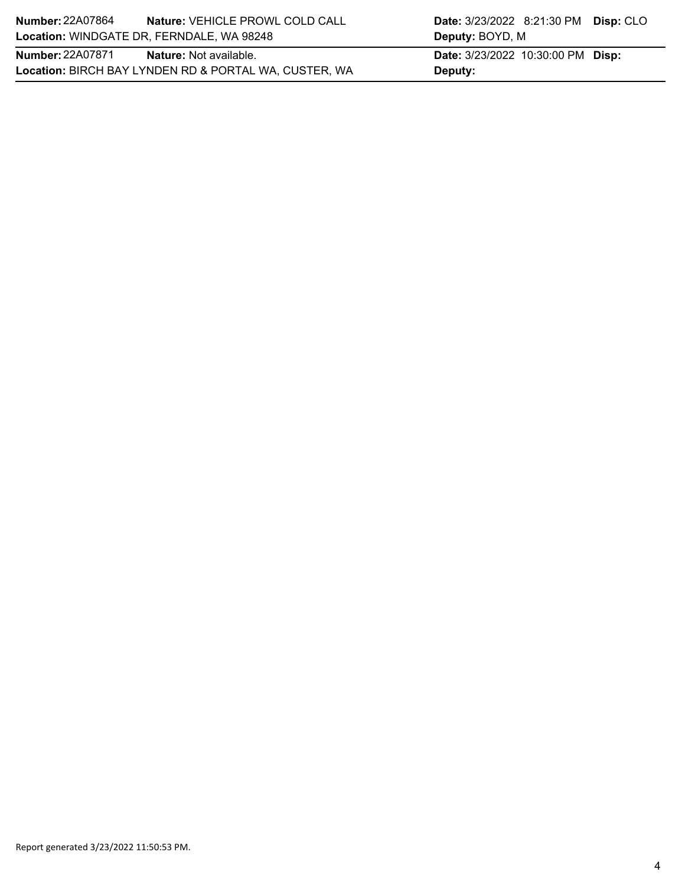**Number:** 22A07864 **Nature:** VEHICLE PROWL COLD CALL **Date:** 3/23/2022 8:21:30 PM **Disp:** CLO
**Location:** WINDGATE DR, FERNDALE, WA 98248 **Deputy:** BOYD, M

---

**Number:** 22A07871 **Nature:** Not available. **Date:** 3/23/2022 10:30:00 PM **Disp:**
**Location:** BIRCH BAY LYNDEN RD & PORTAL WA, CUSTER, WA **Deputy:**

---

Report generated 3/23/2022 11:50:53 PM.